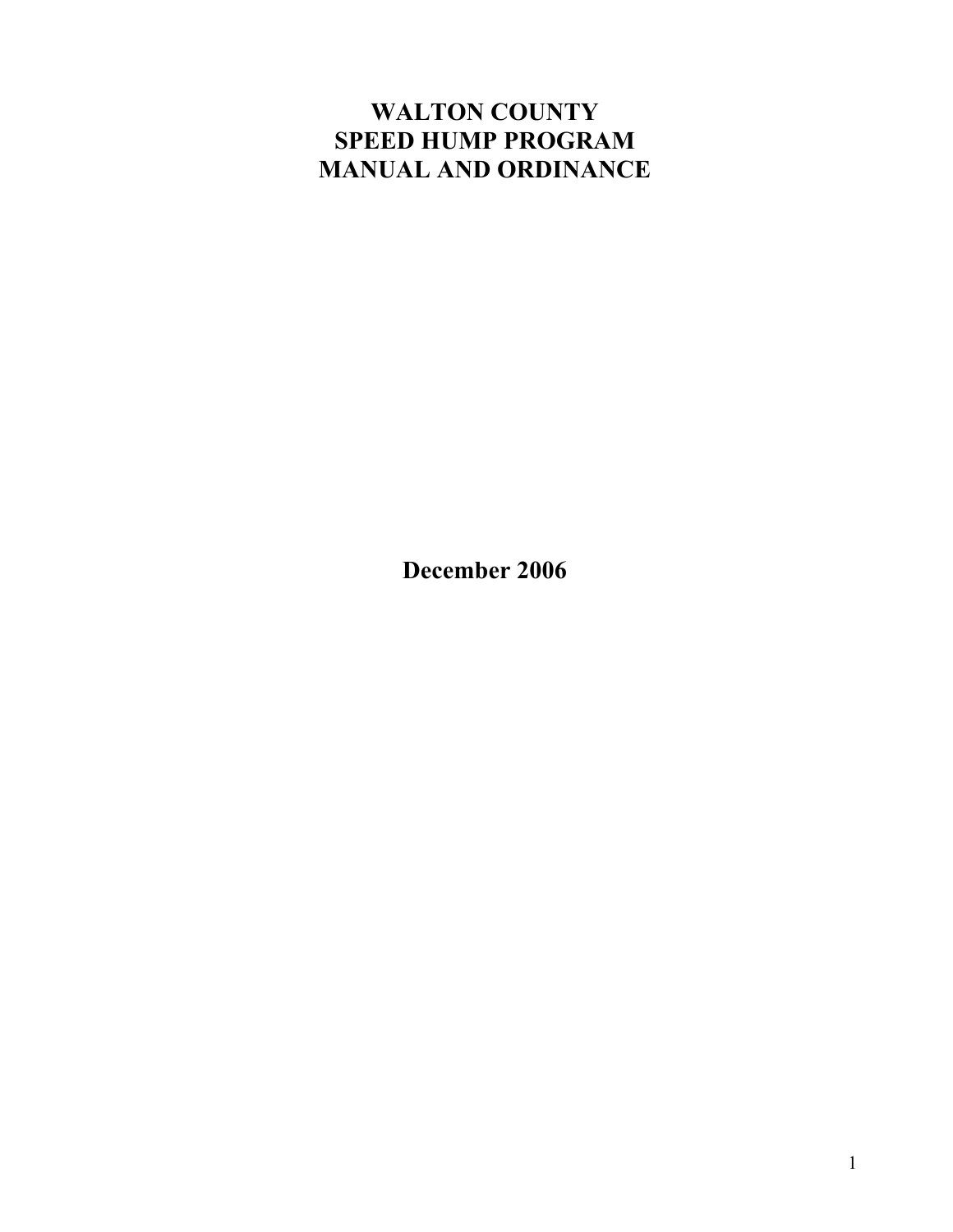# WALTON COUNTY
# SPEED HUMP PROGRAM
# MANUAL AND ORDINANCE

**December 2006**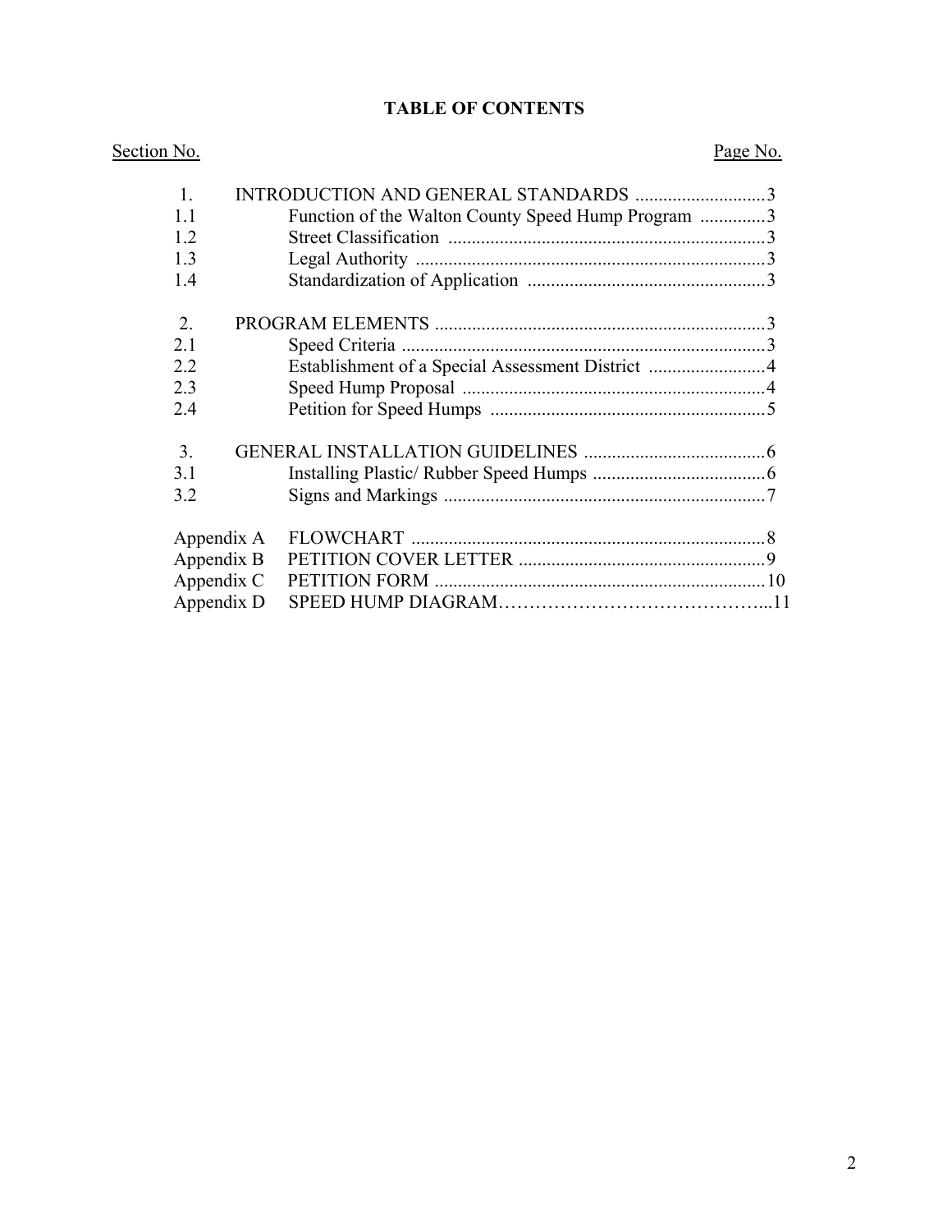# TABLE OF CONTENTS

| Section No. | | Page No. |
|---|---|---|
| 1. | INTRODUCTION AND GENERAL STANDARDS | 3 |
| 1.1 | Function of the Walton County Speed Hump Program | 3 |
| 1.2 | Street Classification | 3 |
| 1.3 | Legal Authority | 3 |
| 1.4 | Standardization of Application | 3 |
| 2. | PROGRAM ELEMENTS | 3 |
| 2.1 | Speed Criteria | 3 |
| 2.2 | Establishment of a Special Assessment District | 4 |
| 2.3 | Speed Hump Proposal | 4 |
| 2.4 | Petition for Speed Humps | 5 |
| 3. | GENERAL INSTALLATION GUIDELINES | 6 |
| 3.1 | Installing Plastic/ Rubber Speed Humps | 6 |
| 3.2 | Signs and Markings | 7 |
| Appendix A | FLOWCHART | 8 |
| Appendix B | PETITION COVER LETTER | 9 |
| Appendix C | PETITION FORM | 10 |
| Appendix D | SPEED HUMP DIAGRAM | 11 |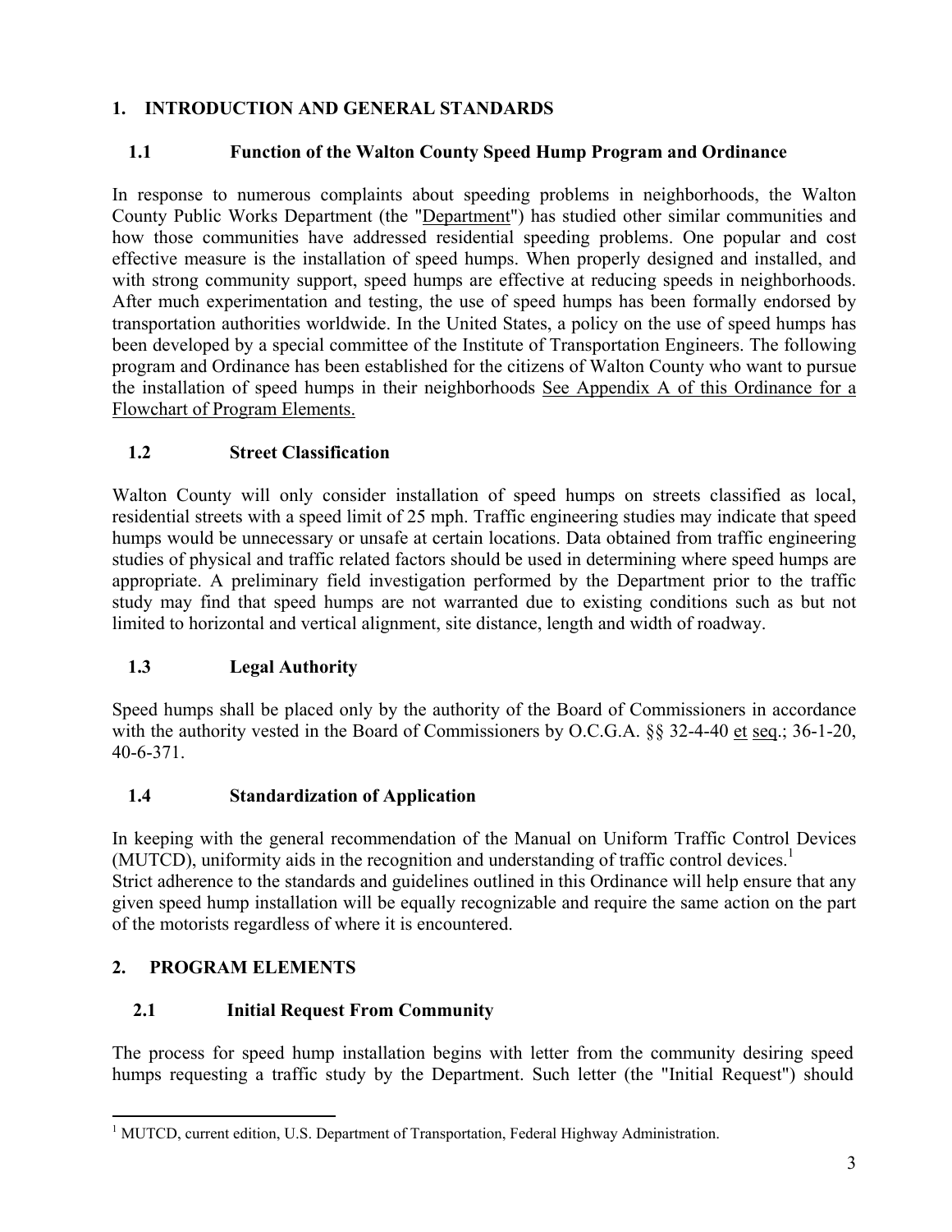## 1. INTRODUCTION AND GENERAL STANDARDS

### 1.1 Function of the Walton County Speed Hump Program and Ordinance

In response to numerous complaints about speeding problems in neighborhoods, the Walton County Public Works Department (the "Department") has studied other similar communities and how those communities have addressed residential speeding problems. One popular and cost effective measure is the installation of speed humps. When properly designed and installed, and with strong community support, speed humps are effective at reducing speeds in neighborhoods. After much experimentation and testing, the use of speed humps has been formally endorsed by transportation authorities worldwide. In the United States, a policy on the use of speed humps has been developed by a special committee of the Institute of Transportation Engineers. The following program and Ordinance has been established for the citizens of Walton County who want to pursue the installation of speed humps in their neighborhoods See Appendix A of this Ordinance for a Flowchart of Program Elements.

### 1.2 Street Classification

Walton County will only consider installation of speed humps on streets classified as local, residential streets with a speed limit of 25 mph. Traffic engineering studies may indicate that speed humps would be unnecessary or unsafe at certain locations. Data obtained from traffic engineering studies of physical and traffic related factors should be used in determining where speed humps are appropriate. A preliminary field investigation performed by the Department prior to the traffic study may find that speed humps are not warranted due to existing conditions such as but not limited to horizontal and vertical alignment, site distance, length and width of roadway.

### 1.3 Legal Authority

Speed humps shall be placed only by the authority of the Board of Commissioners in accordance with the authority vested in the Board of Commissioners by O.C.G.A. §§ 32-4-40 et seq.; 36-1-20, 40-6-371.

### 1.4 Standardization of Application

In keeping with the general recommendation of the Manual on Uniform Traffic Control Devices (MUTCD), uniformity aids in the recognition and understanding of traffic control devices.[1]
Strict adherence to the standards and guidelines outlined in this Ordinance will help ensure that any given speed hump installation will be equally recognizable and require the same action on the part of the motorists regardless of where it is encountered.

## 2. PROGRAM ELEMENTS

### 2.1 Initial Request From Community

The process for speed hump installation begins with letter from the community desiring speed humps requesting a traffic study by the Department. Such letter (the "Initial Request") should

[1] MUTCD, current edition, U.S. Department of Transportation, Federal Highway Administration.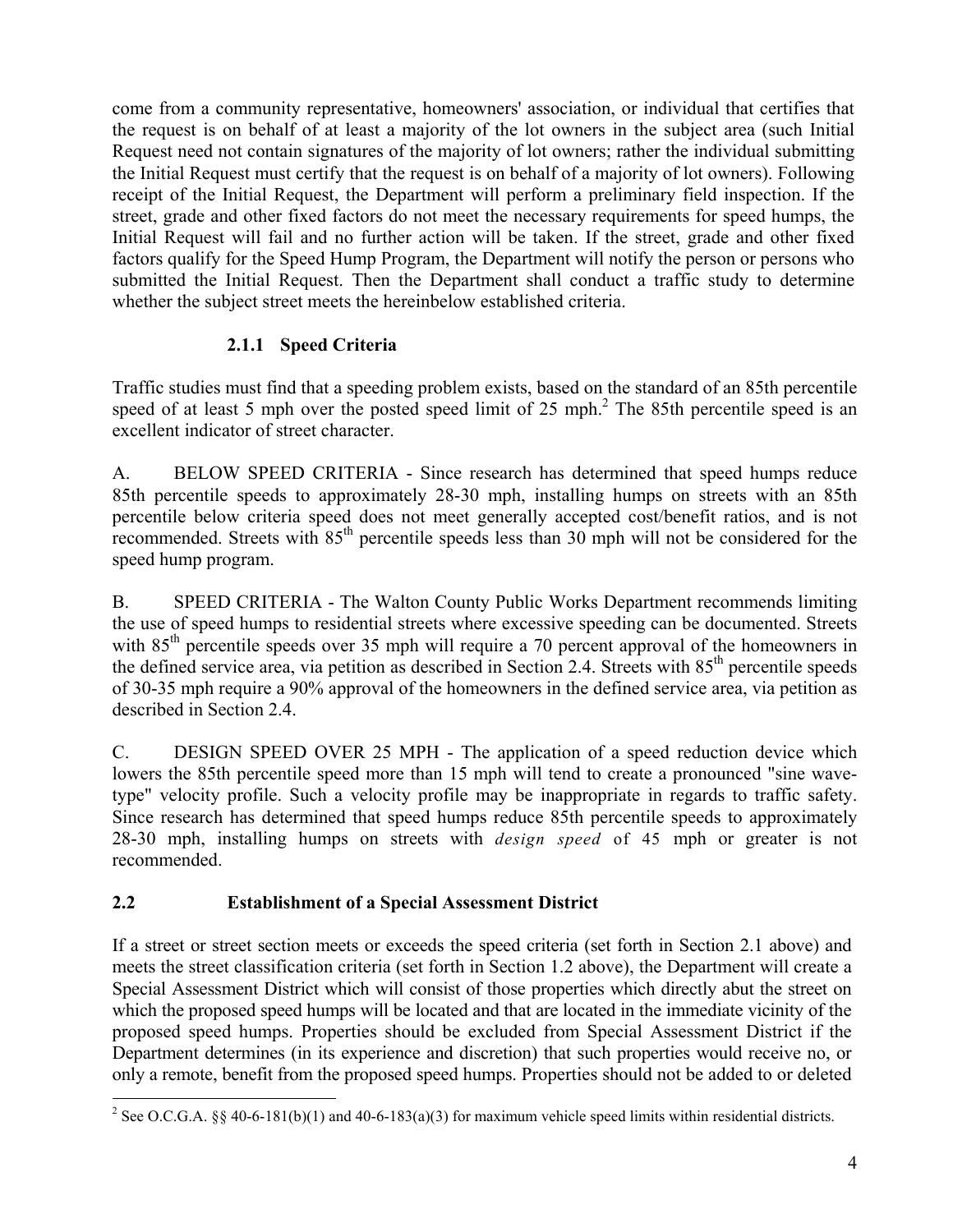come from a community representative, homeowners' association, or individual that certifies that the request is on behalf of at least a majority of the lot owners in the subject area (such Initial Request need not contain signatures of the majority of lot owners; rather the individual submitting the Initial Request must certify that the request is on behalf of a majority of lot owners). Following receipt of the Initial Request, the Department will perform a preliminary field inspection. If the street, grade and other fixed factors do not meet the necessary requirements for speed humps, the Initial Request will fail and no further action will be taken. If the street, grade and other fixed factors qualify for the Speed Hump Program, the Department will notify the person or persons who submitted the Initial Request. Then the Department shall conduct a traffic study to determine whether the subject street meets the hereinbelow established criteria.

### 2.1.1 Speed Criteria

Traffic studies must find that a speeding problem exists, based on the standard of an 85th percentile speed of at least 5 mph over the posted speed limit of 25 mph.[2] The 85th percentile speed is an excellent indicator of street character.

A. BELOW SPEED CRITERIA - Since research has determined that speed humps reduce 85th percentile speeds to approximately 28-30 mph, installing humps on streets with an 85th percentile below criteria speed does not meet generally accepted cost/benefit ratios, and is not recommended. Streets with 85th percentile speeds less than 30 mph will not be considered for the speed hump program.

B. SPEED CRITERIA - The Walton County Public Works Department recommends limiting the use of speed humps to residential streets where excessive speeding can be documented. Streets with 85th percentile speeds over 35 mph will require a 70 percent approval of the homeowners in the defined service area, via petition as described in Section 2.4. Streets with 85th percentile speeds of 30-35 mph require a 90% approval of the homeowners in the defined service area, via petition as described in Section 2.4.

C. DESIGN SPEED OVER 25 MPH - The application of a speed reduction device which lowers the 85th percentile speed more than 15 mph will tend to create a pronounced "sine wave-type" velocity profile. Such a velocity profile may be inappropriate in regards to traffic safety. Since research has determined that speed humps reduce 85th percentile speeds to approximately 28-30 mph, installing humps on streets with *design speed* of 45 mph or greater is not recommended.

## 2.2 Establishment of a Special Assessment District

If a street or street section meets or exceeds the speed criteria (set forth in Section 2.1 above) and meets the street classification criteria (set forth in Section 1.2 above), the Department will create a Special Assessment District which will consist of those properties which directly abut the street on which the proposed speed humps will be located and that are located in the immediate vicinity of the proposed speed humps. Properties should be excluded from Special Assessment District if the Department determines (in its experience and discretion) that such properties would receive no, or only a remote, benefit from the proposed speed humps. Properties should not be added to or deleted

[2] See O.C.G.A. §§ 40-6-181(b)(1) and 40-6-183(a)(3) for maximum vehicle speed limits within residential districts.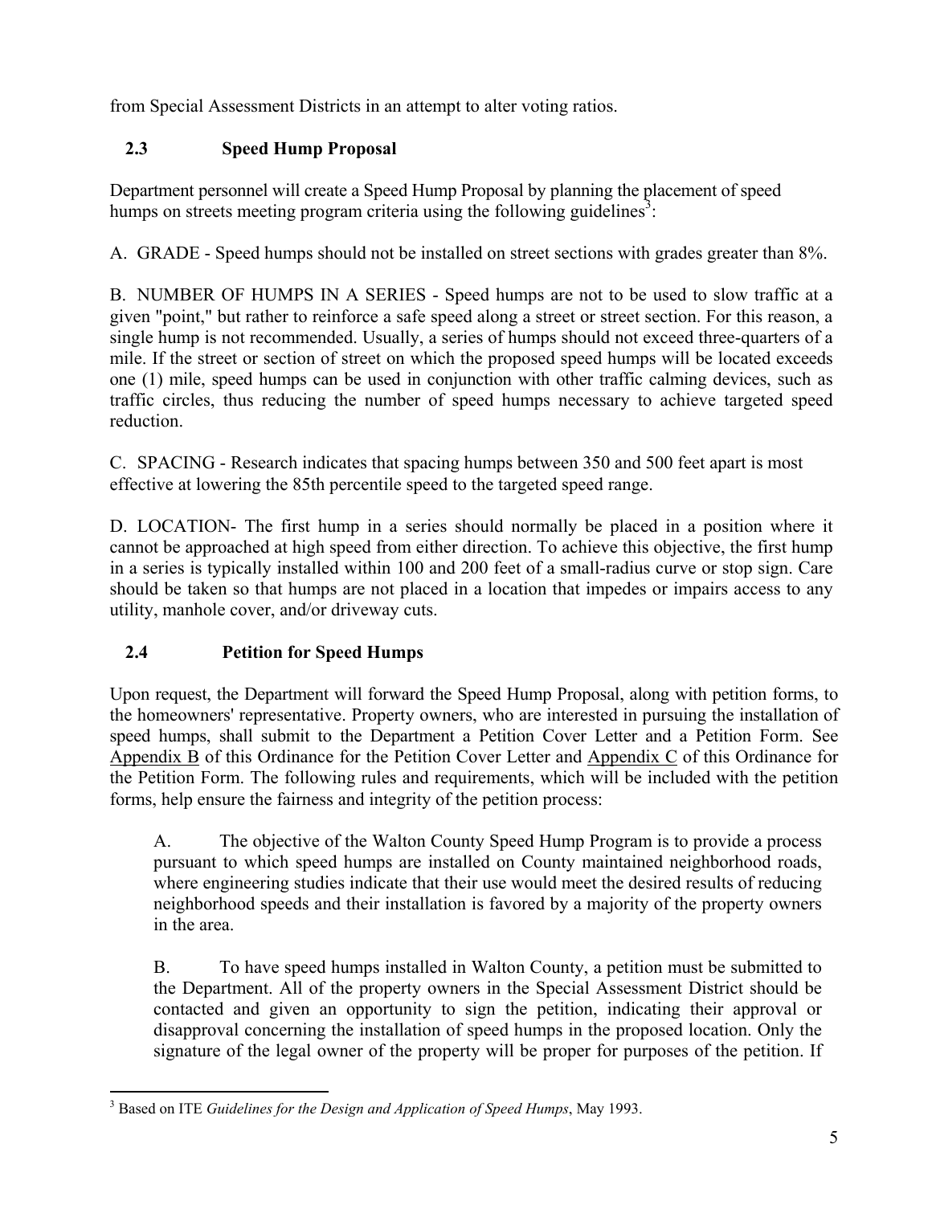from Special Assessment Districts in an attempt to alter voting ratios.

### 2.3 Speed Hump Proposal

Department personnel will create a Speed Hump Proposal by planning the placement of speed humps on streets meeting program criteria using the following guidelines[3]:

A. GRADE - Speed humps should not be installed on street sections with grades greater than 8%.

B. NUMBER OF HUMPS IN A SERIES - Speed humps are not to be used to slow traffic at a given "point," but rather to reinforce a safe speed along a street or street section. For this reason, a single hump is not recommended. Usually, a series of humps should not exceed three-quarters of a mile. If the street or section of street on which the proposed speed humps will be located exceeds one (1) mile, speed humps can be used in conjunction with other traffic calming devices, such as traffic circles, thus reducing the number of speed humps necessary to achieve targeted speed reduction.

C. SPACING - Research indicates that spacing humps between 350 and 500 feet apart is most effective at lowering the 85th percentile speed to the targeted speed range.

D. LOCATION- The first hump in a series should normally be placed in a position where it cannot be approached at high speed from either direction. To achieve this objective, the first hump in a series is typically installed within 100 and 200 feet of a small-radius curve or stop sign. Care should be taken so that humps are not placed in a location that impedes or impairs access to any utility, manhole cover, and/or driveway cuts.

### 2.4 Petition for Speed Humps

Upon request, the Department will forward the Speed Hump Proposal, along with petition forms, to the homeowners' representative. Property owners, who are interested in pursuing the installation of speed humps, shall submit to the Department a Petition Cover Letter and a Petition Form. See Appendix B of this Ordinance for the Petition Cover Letter and Appendix C of this Ordinance for the Petition Form. The following rules and requirements, which will be included with the petition forms, help ensure the fairness and integrity of the petition process:

A. The objective of the Walton County Speed Hump Program is to provide a process pursuant to which speed humps are installed on County maintained neighborhood roads, where engineering studies indicate that their use would meet the desired results of reducing neighborhood speeds and their installation is favored by a majority of the property owners in the area.

B. To have speed humps installed in Walton County, a petition must be submitted to the Department. All of the property owners in the Special Assessment District should be contacted and given an opportunity to sign the petition, indicating their approval or disapproval concerning the installation of speed humps in the proposed location. Only the signature of the legal owner of the property will be proper for purposes of the petition. If

---

[3] Based on ITE *Guidelines for the Design and Application of Speed Humps*, May 1993.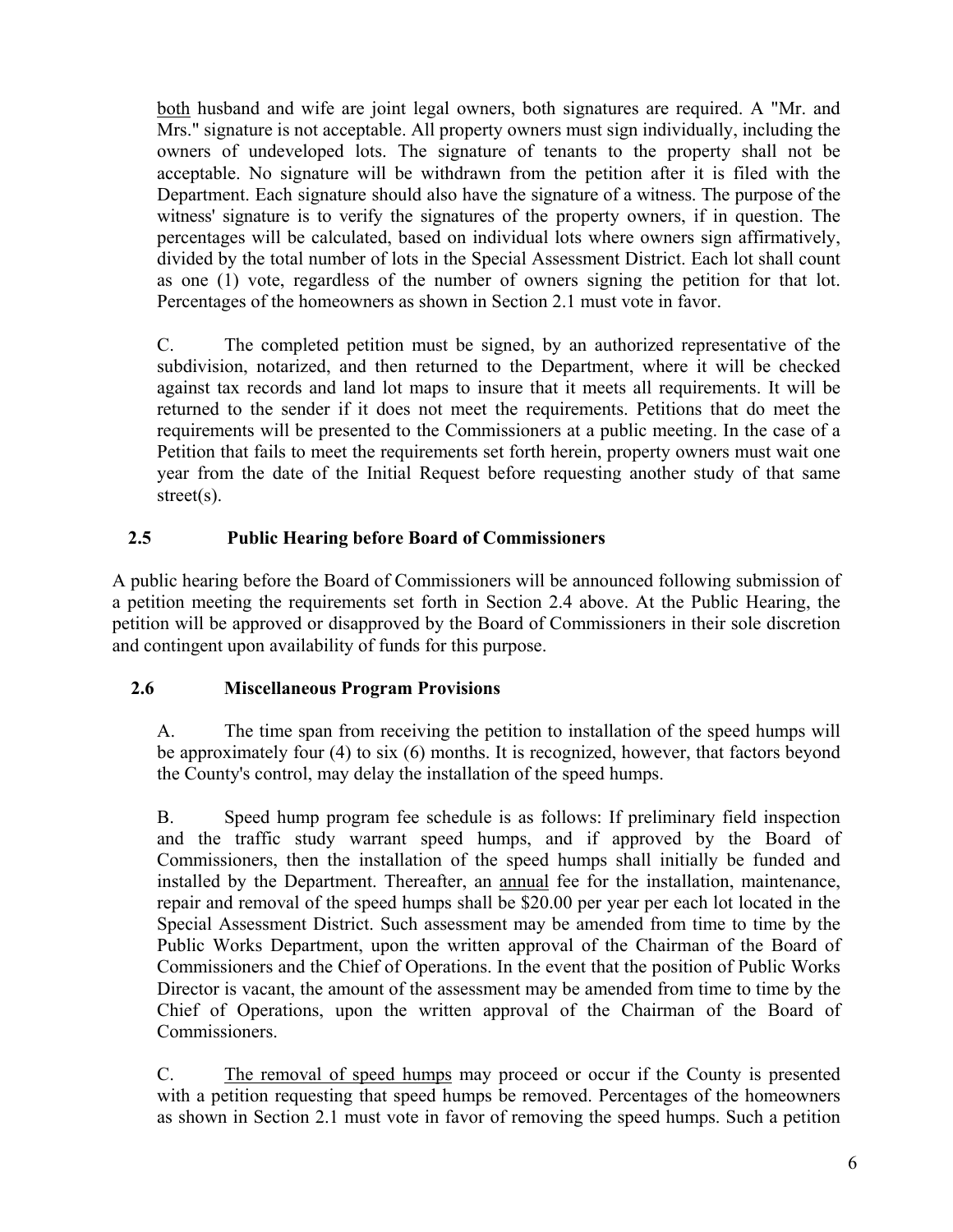<u>both</u> husband and wife are joint legal owners, both signatures are required. A "Mr. and Mrs." signature is not acceptable. All property owners must sign individually, including the owners of undeveloped lots. The signature of tenants to the property shall not be acceptable. No signature will be withdrawn from the petition after it is filed with the Department. Each signature should also have the signature of a witness. The purpose of the witness' signature is to verify the signatures of the property owners, if in question. The percentages will be calculated, based on individual lots where owners sign affirmatively, divided by the total number of lots in the Special Assessment District. Each lot shall count as one (1) vote, regardless of the number of owners signing the petition for that lot. Percentages of the homeowners as shown in Section 2.1 must vote in favor.

C. The completed petition must be signed, by an authorized representative of the subdivision, notarized, and then returned to the Department, where it will be checked against tax records and land lot maps to insure that it meets all requirements. It will be returned to the sender if it does not meet the requirements. Petitions that do meet the requirements will be presented to the Commissioners at a public meeting. In the case of a Petition that fails to meet the requirements set forth herein, property owners must wait one year from the date of the Initial Request before requesting another study of that same street(s).

## 2.5 Public Hearing before Board of Commissioners

A public hearing before the Board of Commissioners will be announced following submission of a petition meeting the requirements set forth in Section 2.4 above. At the Public Hearing, the petition will be approved or disapproved by the Board of Commissioners in their sole discretion and contingent upon availability of funds for this purpose.

## 2.6 Miscellaneous Program Provisions

A. The time span from receiving the petition to installation of the speed humps will be approximately four (4) to six (6) months. It is recognized, however, that factors beyond the County's control, may delay the installation of the speed humps.

B. Speed hump program fee schedule is as follows: If preliminary field inspection and the traffic study warrant speed humps, and if approved by the Board of Commissioners, then the installation of the speed humps shall initially be funded and installed by the Department. Thereafter, an <u>annual</u> fee for the installation, maintenance, repair and removal of the speed humps shall be $20.00 per year per each lot located in the Special Assessment District. Such assessment may be amended from time to time by the Public Works Department, upon the written approval of the Chairman of the Board of Commissioners and the Chief of Operations. In the event that the position of Public Works Director is vacant, the amount of the assessment may be amended from time to time by the Chief of Operations, upon the written approval of the Chairman of the Board of Commissioners.

C. <u>The removal of speed humps</u> may proceed or occur if the County is presented with a petition requesting that speed humps be removed. Percentages of the homeowners as shown in Section 2.1 must vote in favor of removing the speed humps. Such a petition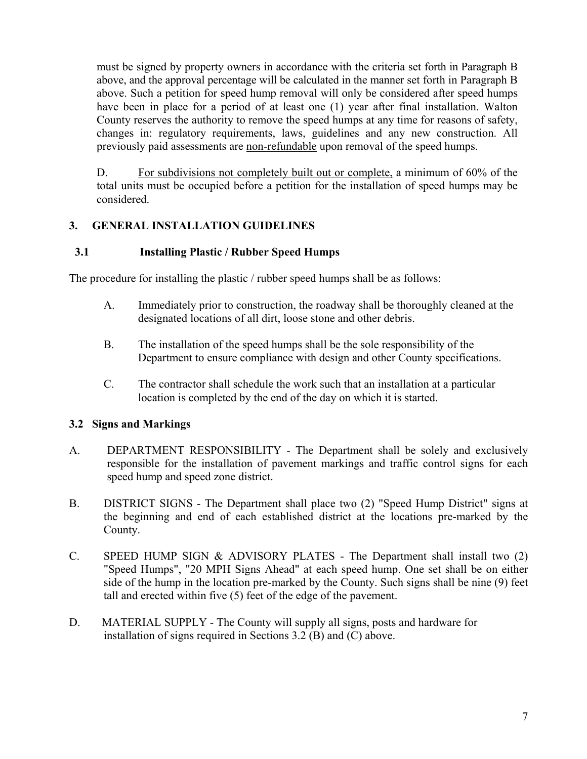must be signed by property owners in accordance with the criteria set forth in Paragraph B above, and the approval percentage will be calculated in the manner set forth in Paragraph B above. Such a petition for speed hump removal will only be considered after speed humps have been in place for a period of at least one (1) year after final installation. Walton County reserves the authority to remove the speed humps at any time for reasons of safety, changes in: regulatory requirements, laws, guidelines and any new construction. All previously paid assessments are <u>non-refundable</u> upon removal of the speed humps.

D. <u>For subdivisions not completely built out or complete,</u> a minimum of 60% of the total units must be occupied before a petition for the installation of speed humps may be considered.

## 3. GENERAL INSTALLATION GUIDELINES

### 3.1 Installing Plastic / Rubber Speed Humps

The procedure for installing the plastic / rubber speed humps shall be as follows:

A. Immediately prior to construction, the roadway shall be thoroughly cleaned at the designated locations of all dirt, loose stone and other debris.

B. The installation of the speed humps shall be the sole responsibility of the Department to ensure compliance with design and other County specifications.

C. The contractor shall schedule the work such that an installation at a particular location is completed by the end of the day on which it is started.

### 3.2 Signs and Markings

A. DEPARTMENT RESPONSIBILITY - The Department shall be solely and exclusively responsible for the installation of pavement markings and traffic control signs for each speed hump and speed zone district.

B. DISTRICT SIGNS - The Department shall place two (2) "Speed Hump District" signs at the beginning and end of each established district at the locations pre-marked by the County.

C. SPEED HUMP SIGN & ADVISORY PLATES - The Department shall install two (2) "Speed Humps", "20 MPH Signs Ahead" at each speed hump. One set shall be on either side of the hump in the location pre-marked by the County. Such signs shall be nine (9) feet tall and erected within five (5) feet of the edge of the pavement.

D. MATERIAL SUPPLY - The County will supply all signs, posts and hardware for installation of signs required in Sections 3.2 (B) and (C) above.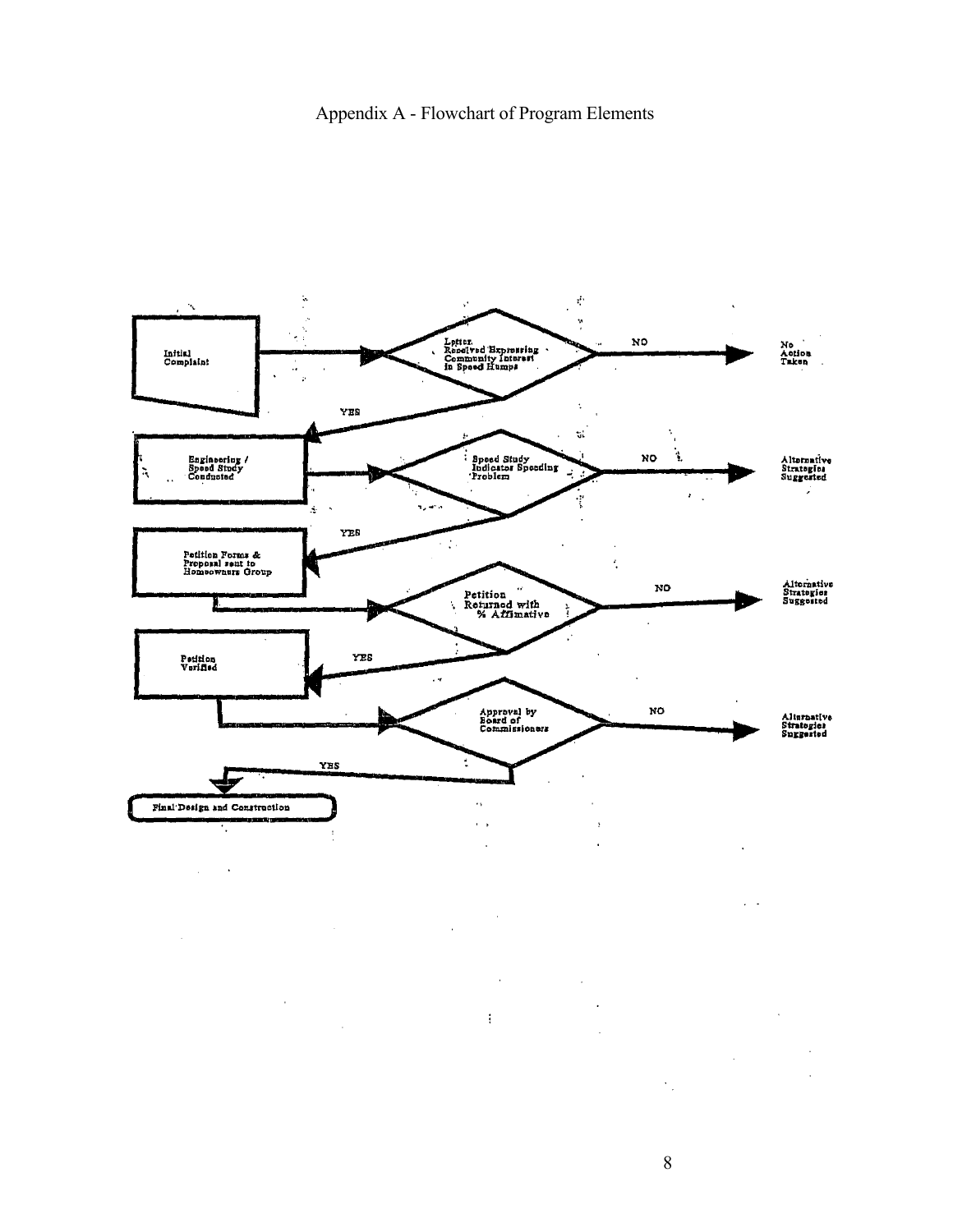# Appendix A - Flowchart of Program Elements

Initial Complaint

Letter Received Expressing Community Interest in Speed Humps

NO

No Action Taken

YES

Engineering / Speed Study Conducted

Speed Study Indicates Speeding Problem

NO

Alternative Strategies Suggested

YES

Petition Forms & Proposal sent to Homeowners Group

Petition Returned with % Affirmative

NO

Alternative Strategies Suggested

YES

Petition Verified

Approval by Board of Commissioners

NO

Alternative Strategies Suggested

YES

Final Design and Construction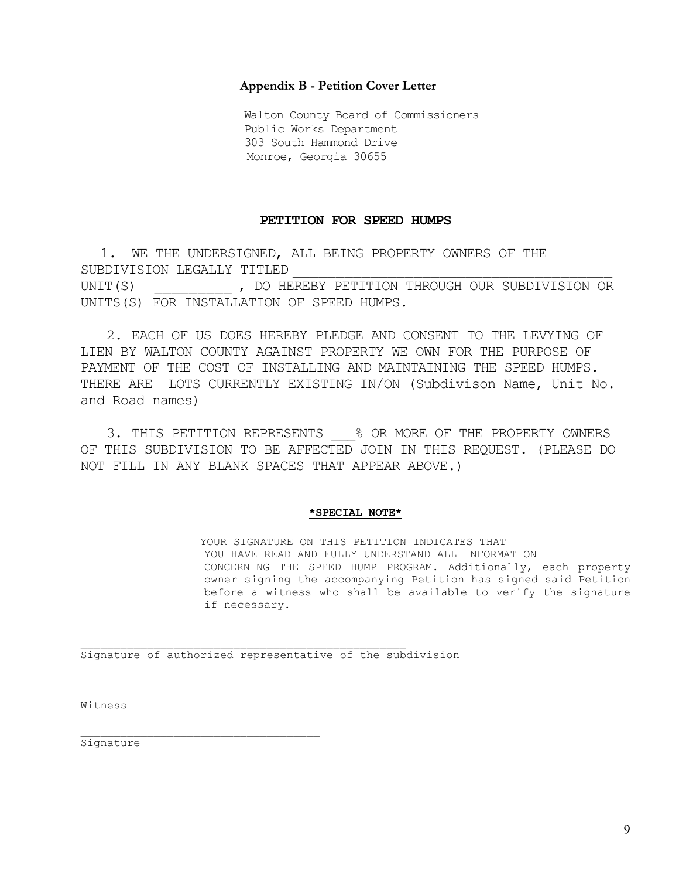**Appendix B - Petition Cover Letter**

Walton County Board of Commissioners
Public Works Department
303 South Hammond Drive
Monroe, Georgia 30655

**PETITION FOR SPEED HUMPS**

1. WE THE UNDERSIGNED, ALL BEING PROPERTY OWNERS OF THE SUBDIVISION LEGALLY TITLED ________________________________________ UNIT(S) __________ , DO HEREBY PETITION THROUGH OUR SUBDIVISION OR UNITS(S) FOR INSTALLATION OF SPEED HUMPS.

2. EACH OF US DOES HEREBY PLEDGE AND CONSENT TO THE LEVYING OF LIEN BY WALTON COUNTY AGAINST PROPERTY WE OWN FOR THE PURPOSE OF PAYMENT OF THE COST OF INSTALLING AND MAINTAINING THE SPEED HUMPS. THERE ARE LOTS CURRENTLY EXISTING IN/ON (Subdivison Name, Unit No. and Road names)

3. THIS PETITION REPRESENTS ___% OR MORE OF THE PROPERTY OWNERS OF THIS SUBDIVISION TO BE AFFECTED JOIN IN THIS REQUEST. (PLEASE DO NOT FILL IN ANY BLANK SPACES THAT APPEAR ABOVE.)

**\*SPECIAL NOTE\***

YOUR SIGNATURE ON THIS PETITION INDICATES THAT YOU HAVE READ AND FULLY UNDERSTAND ALL INFORMATION CONCERNING THE SPEED HUMP PROGRAM. Additionally, each property owner signing the accompanying Petition has signed said Petition before a witness who shall be available to verify the signature if necessary.

________________________________________________
Signature of authorized representative of the subdivision

Witness

____________________________________
Signature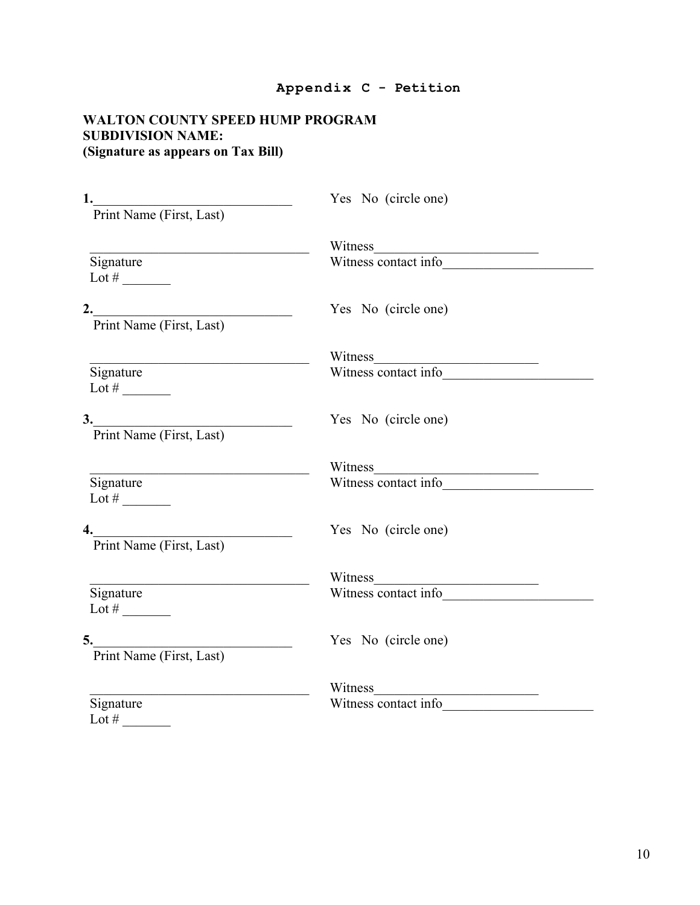## Appendix C - Petition

**WALTON COUNTY SPEED HUMP PROGRAM**
**SUBDIVISION NAME:**
**(Signature as appears on Tax Bill)**

**1.**_____________________________ Yes No (circle one)
Print Name (First, Last)

_________________________________ Witness________________________
Signature Witness contact info_____________________
Lot # _______

**2.**_____________________________ Yes No (circle one)
Print Name (First, Last)

_________________________________ Witness________________________
Signature Witness contact info_____________________
Lot # _______

**3.**_____________________________ Yes No (circle one)
Print Name (First, Last)

_________________________________ Witness________________________
Signature Witness contact info_____________________
Lot # _______

**4.**_____________________________ Yes No (circle one)
Print Name (First, Last)

_________________________________ Witness________________________
Signature Witness contact info_____________________
Lot # _______

**5.**_____________________________ Yes No (circle one)
Print Name (First, Last)

_________________________________ Witness________________________
Signature Witness contact info_____________________
Lot # _______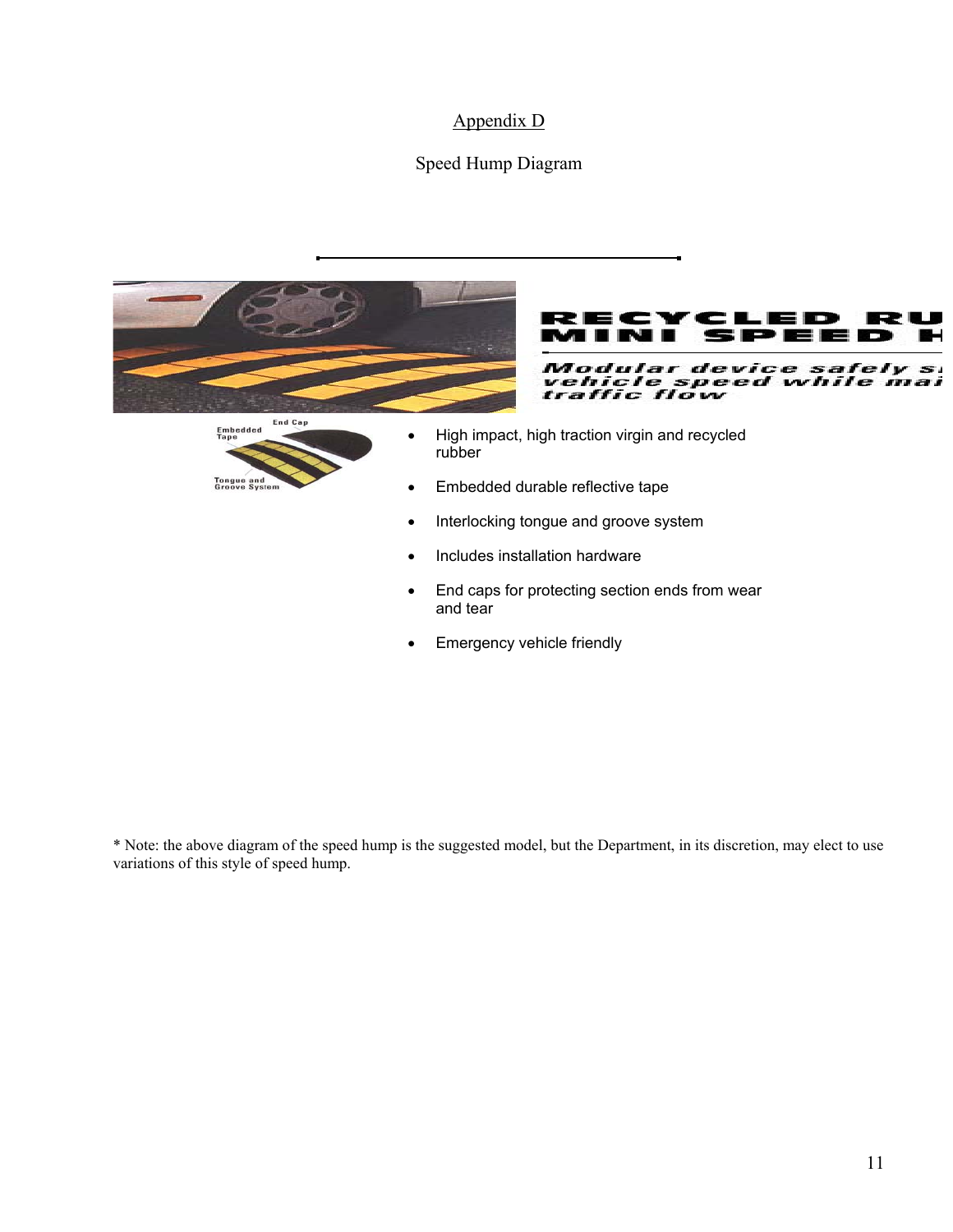# Appendix D

## Speed Hump Diagram

RECYCLED RU
MINI SPEED H

*Modular device safely s vehicle speed while mai traffic flow*

Embedded Tape

End Cap

Tongue and Groove System

- High impact, high traction virgin and recycled rubber
- Embedded durable reflective tape
- Interlocking tongue and groove system
- Includes installation hardware
- End caps for protecting section ends from wear and tear
- Emergency vehicle friendly

* Note: the above diagram of the speed hump is the suggested model, but the Department, in its discretion, may elect to use variations of this style of speed hump.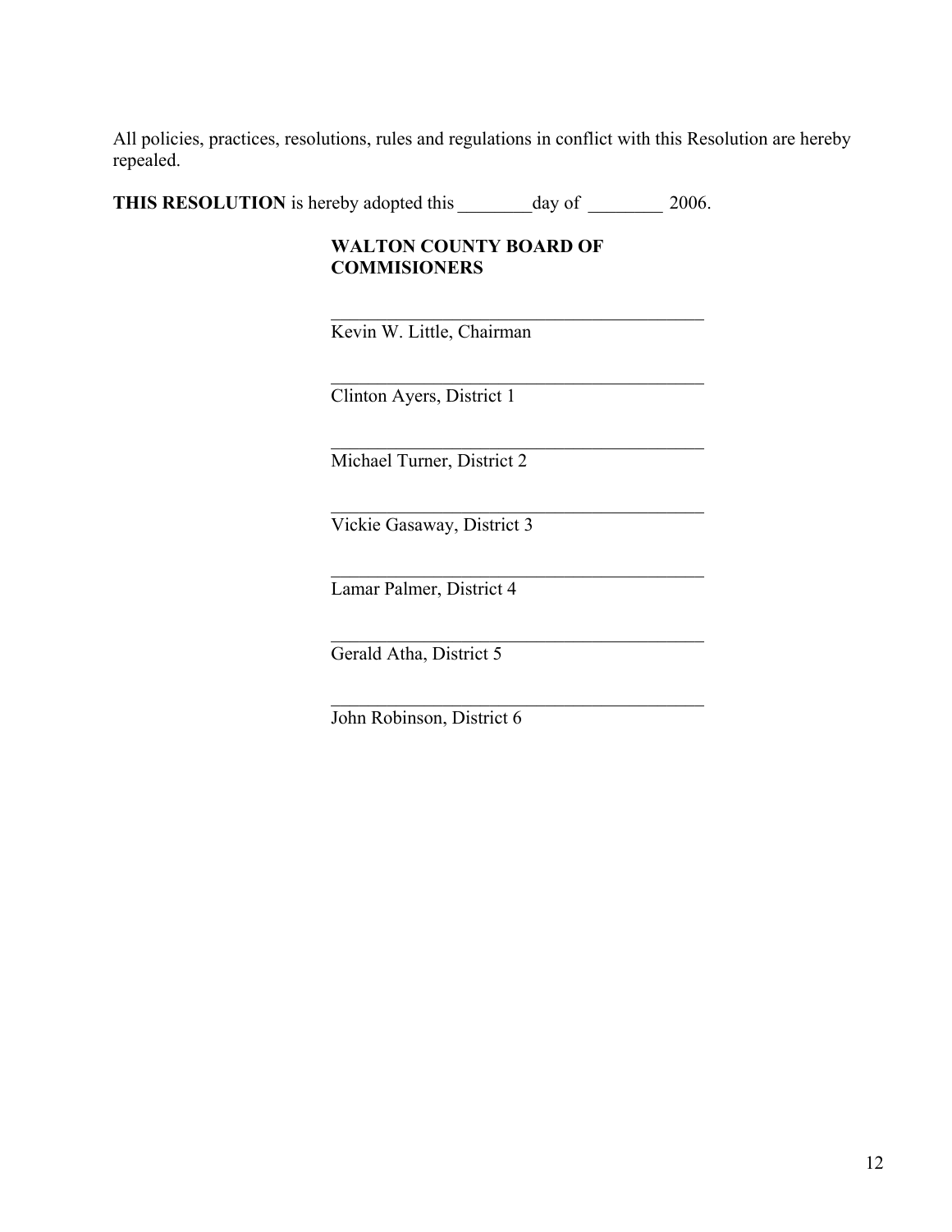All policies, practices, resolutions, rules and regulations in conflict with this Resolution are hereby repealed.

**THIS RESOLUTION** is hereby adopted this ________day of ________ 2006.

**WALTON COUNTY BOARD OF COMMISIONERS**

\_\_\_\_\_\_\_\_\_\_\_\_\_\_\_\_\_\_\_\_\_\_\_\_\_\_\_\_\_\_\_\_\_\_\_\_\_\_\_\_
Kevin W. Little, Chairman

\_\_\_\_\_\_\_\_\_\_\_\_\_\_\_\_\_\_\_\_\_\_\_\_\_\_\_\_\_\_\_\_\_\_\_\_\_\_\_\_
Clinton Ayers, District 1

\_\_\_\_\_\_\_\_\_\_\_\_\_\_\_\_\_\_\_\_\_\_\_\_\_\_\_\_\_\_\_\_\_\_\_\_\_\_\_\_
Michael Turner, District 2

\_\_\_\_\_\_\_\_\_\_\_\_\_\_\_\_\_\_\_\_\_\_\_\_\_\_\_\_\_\_\_\_\_\_\_\_\_\_\_\_
Vickie Gasaway, District 3

\_\_\_\_\_\_\_\_\_\_\_\_\_\_\_\_\_\_\_\_\_\_\_\_\_\_\_\_\_\_\_\_\_\_\_\_\_\_\_\_
Lamar Palmer, District 4

\_\_\_\_\_\_\_\_\_\_\_\_\_\_\_\_\_\_\_\_\_\_\_\_\_\_\_\_\_\_\_\_\_\_\_\_\_\_\_\_
Gerald Atha, District 5

\_\_\_\_\_\_\_\_\_\_\_\_\_\_\_\_\_\_\_\_\_\_\_\_\_\_\_\_\_\_\_\_\_\_\_\_\_\_\_\_
John Robinson, District 6